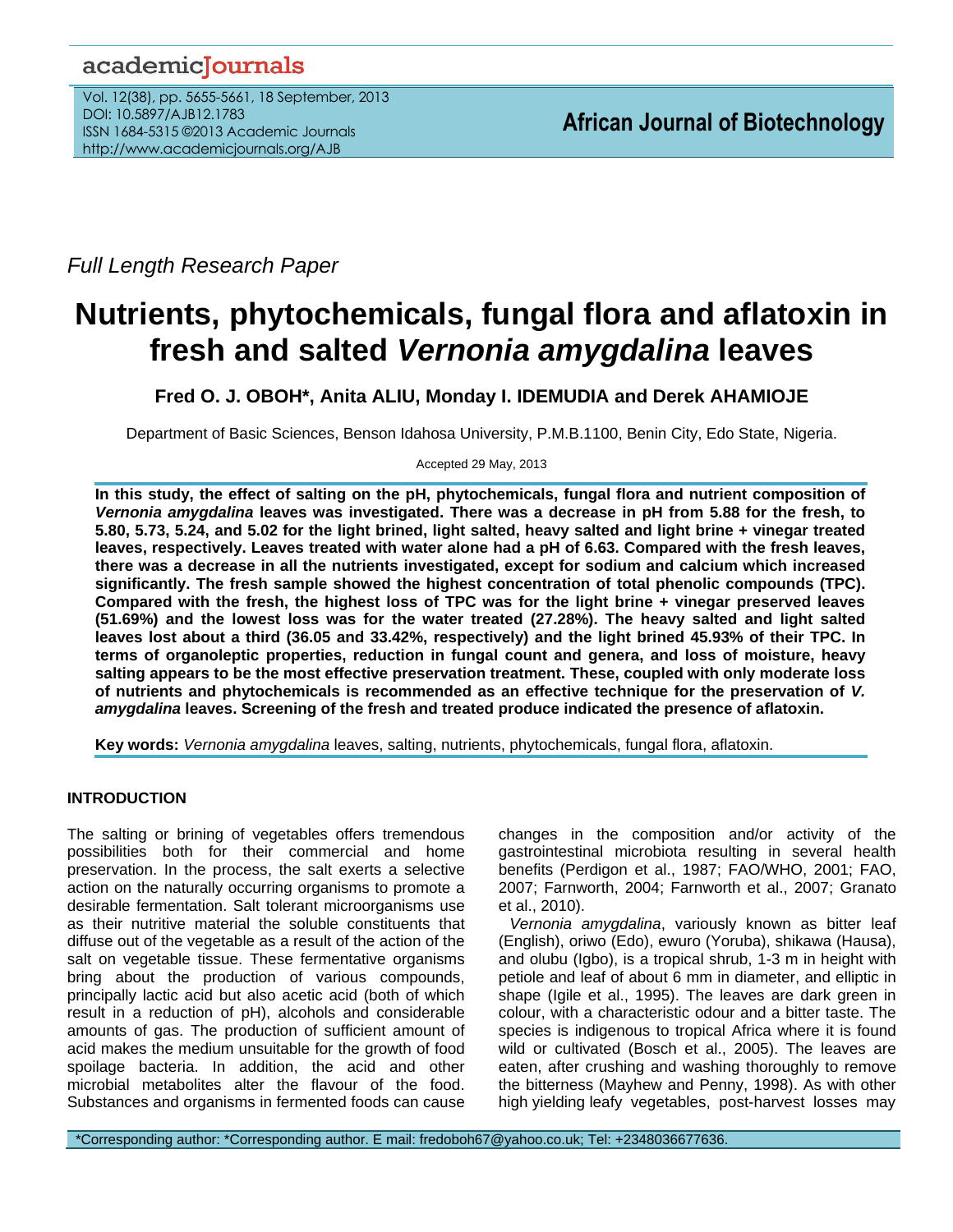Full Length Research Paper

# Nutrients, phytochemicals, fungal flora and aflatoxin in fresh and salted *Vernonia amygdalina* leaves

**Fred O. J. OBOH\*, Anita ALIU, Monday I. IDEMUDIA and Derek AHAMIOJE**

Department of Basic Sciences, Benson Idahosa University, P.M.B.1100, Benin City, Edo State, Nigeria.

Accepted 29 May, 2013

**In this study, the effect of salting on the pH, phytochemicals, fungal flora and nutrient composition of *Vernonia amygdalina* leaves was investigated. There was a decrease in pH from 5.88 for the fresh, to 5.80, 5.73, 5.24, and 5.02 for the light brined, light salted, heavy salted and light brine + vinegar treated leaves, respectively. Leaves treated with water alone had a pH of 6.63. Compared with the fresh leaves, there was a decrease in all the nutrients investigated, except for sodium and calcium which increased significantly. The fresh sample showed the highest concentration of total phenolic compounds (TPC). Compared with the fresh, the highest loss of TPC was for the light brine + vinegar preserved leaves (51.69%) and the lowest loss was for the water treated (27.28%). The heavy salted and light salted leaves lost about a third (36.05 and 33.42%, respectively) and the light brined 45.93% of their TPC. In terms of organoleptic properties, reduction in fungal count and genera, and loss of moisture, heavy salting appears to be the most effective preservation treatment. These, coupled with only moderate loss of nutrients and phytochemicals is recommended as an effective technique for the preservation of *V. amygdalina* leaves. Screening of the fresh and treated produce indicated the presence of aflatoxin.**

**Key words:** *Vernonia amygdalina* leaves, salting, nutrients, phytochemicals, fungal flora, aflatoxin.

## INTRODUCTION

The salting or brining of vegetables offers tremendous possibilities both for their commercial and home preservation. In the process, the salt exerts a selective action on the naturally occurring organisms to promote a desirable fermentation. Salt tolerant microorganisms use as their nutritive material the soluble constituents that diffuse out of the vegetable as a result of the action of the salt on vegetable tissue. These fermentative organisms bring about the production of various compounds, principally lactic acid but also acetic acid (both of which result in a reduction of pH), alcohols and considerable amounts of gas. The production of sufficient amount of acid makes the medium unsuitable for the growth of food spoilage bacteria. In addition, the acid and other microbial metabolites alter the flavour of the food. Substances and organisms in fermented foods can cause changes in the composition and/or activity of the gastrointestinal microbiota resulting in several health benefits (Perdigon et al., 1987; FAO/WHO, 2001; FAO, 2007; Farnworth, 2004; Farnworth et al., 2007; Granato et al., 2010).

*Vernonia amygdalina*, variously known as bitter leaf (English), oriwo (Edo), ewuro (Yoruba), shikawa (Hausa), and olubu (Igbo), is a tropical shrub, 1-3 m in height with petiole and leaf of about 6 mm in diameter, and elliptic in shape (Igile et al., 1995). The leaves are dark green in colour, with a characteristic odour and a bitter taste. The species is indigenous to tropical Africa where it is found wild or cultivated (Bosch et al., 2005). The leaves are eaten, after crushing and washing thoroughly to remove the bitterness (Mayhew and Penny, 1998). As with other high yielding leafy vegetables, post-harvest losses may

\*Corresponding author: \*Corresponding author. E mail: fredoboh67@yahoo.co.uk; Tel: +2348036677636.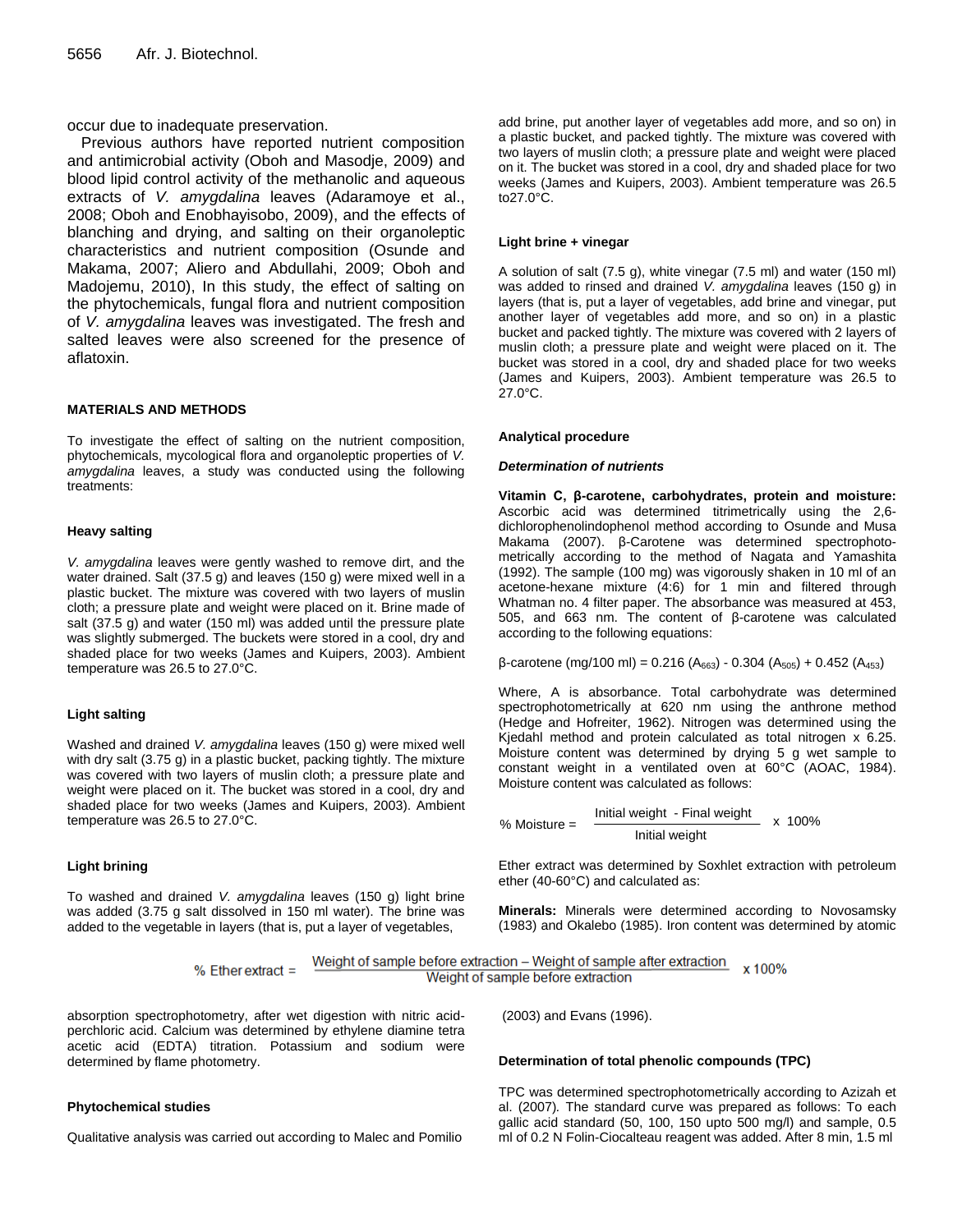occur due to inadequate preservation.

Previous authors have reported nutrient composition and antimicrobial activity (Oboh and Masodje, 2009) and blood lipid control activity of the methanolic and aqueous extracts of *V. amygdalina* leaves (Adaramoye et al., 2008; Oboh and Enobhayisobo, 2009), and the effects of blanching and drying, and salting on their organoleptic characteristics and nutrient composition (Osunde and Makama, 2007; Aliero and Abdullahi, 2009; Oboh and Madojemu, 2010), In this study, the effect of salting on the phytochemicals, fungal flora and nutrient composition of *V. amygdalina* leaves was investigated. The fresh and salted leaves were also screened for the presence of aflatoxin.

## MATERIALS AND METHODS

To investigate the effect of salting on the nutrient composition, phytochemicals, mycological flora and organoleptic properties of *V. amygdalina* leaves, a study was conducted using the following treatments:

### Heavy salting

*V. amygdalina* leaves were gently washed to remove dirt, and the water drained. Salt (37.5 g) and leaves (150 g) were mixed well in a plastic bucket. The mixture was covered with two layers of muslin cloth; a pressure plate and weight were placed on it. Brine made of salt (37.5 g) and water (150 ml) was added until the pressure plate was slightly submerged. The buckets were stored in a cool, dry and shaded place for two weeks (James and Kuipers, 2003). Ambient temperature was 26.5 to 27.0°C.

### Light salting

Washed and drained *V. amygdalina* leaves (150 g) were mixed well with dry salt (3.75 g) in a plastic bucket, packing tightly. The mixture was covered with two layers of muslin cloth; a pressure plate and weight were placed on it. The bucket was stored in a cool, dry and shaded place for two weeks (James and Kuipers, 2003). Ambient temperature was 26.5 to 27.0°C.

### Light brining

To washed and drained *V. amygdalina* leaves (150 g) light brine was added (3.75 g salt dissolved in 150 ml water). The brine was added to the vegetable in layers (that is, put a layer of vegetables, add brine, put another layer of vegetables add more, and so on) in a plastic bucket, and packed tightly. The mixture was covered with two layers of muslin cloth; a pressure plate and weight were placed on it. The bucket was stored in a cool, dry and shaded place for two weeks (James and Kuipers, 2003). Ambient temperature was 26.5 to27.0°C.

### Light brine + vinegar

A solution of salt (7.5 g), white vinegar (7.5 ml) and water (150 ml) was added to rinsed and drained *V. amygdalina* leaves (150 g) in layers (that is, put a layer of vegetables, add brine and vinegar, put another layer of vegetables add more, and so on) in a plastic bucket and packed tightly. The mixture was covered with 2 layers of muslin cloth; a pressure plate and weight were placed on it. The bucket was stored in a cool, dry and shaded place for two weeks (James and Kuipers, 2003). Ambient temperature was 26.5 to 27.0°C.

### Analytical procedure

#### *Determination of nutrients*

**Vitamin C, β-carotene, carbohydrates, protein and moisture:** Ascorbic acid was determined titrimetrically using the 2,6-dichlorophenolindophenol method according to Osunde and Musa Makama (2007). β-Carotene was determined spectrophotometrically according to the method of Nagata and Yamashita (1992). The sample (100 mg) was vigorously shaken in 10 ml of an acetone-hexane mixture (4:6) for 1 min and filtered through Whatman no. 4 filter paper. The absorbance was measured at 453, 505, and 663 nm. The content of β-carotene was calculated according to the following equations:

$$\beta\text{-carotene (mg/100 ml)} = 0.216\,(A_{663}) - 0.304\,(A_{505}) + 0.452\,(A_{453})$$

Where, A is absorbance. Total carbohydrate was determined spectrophotometrically at 620 nm using the anthrone method (Hedge and Hofreiter, 1962). Nitrogen was determined using the Kjedahl method and protein calculated as total nitrogen x 6.25. Moisture content was determined by drying 5 g wet sample to constant weight in a ventilated oven at 60°C (AOAC, 1984). Moisture content was calculated as follows:

$$\%\ \text{Moisture} = \frac{\text{Initial weight} - \text{Final weight}}{\text{Initial weight}} \times 100\%$$

Ether extract was determined by Soxhlet extraction with petroleum ether (40-60°C) and calculated as:

$$\%\ \text{Ether extract} = \frac{\text{Weight of sample before extraction} - \text{Weight of sample after extraction}}{\text{Weight of sample before extraction}} \times 100\%$$

**Minerals:** Minerals were determined according to Novosamsky (1983) and Okalebo (1985). Iron content was determined by atomic absorption spectrophotometry, after wet digestion with nitric acid-perchloric acid. Calcium was determined by ethylene diamine tetra acetic acid (EDTA) titration. Potassium and sodium were determined by flame photometry.

### Phytochemical studies

Qualitative analysis was carried out according to Malec and Pomilio (2003) and Evans (1996).

### Determination of total phenolic compounds (TPC)

TPC was determined spectrophotometrically according to Azizah et al. (2007). The standard curve was prepared as follows: To each gallic acid standard (50, 100, 150 upto 500 mg/l) and sample, 0.5 ml of 0.2 N Folin-Ciocalteau reagent was added. After 8 min, 1.5 ml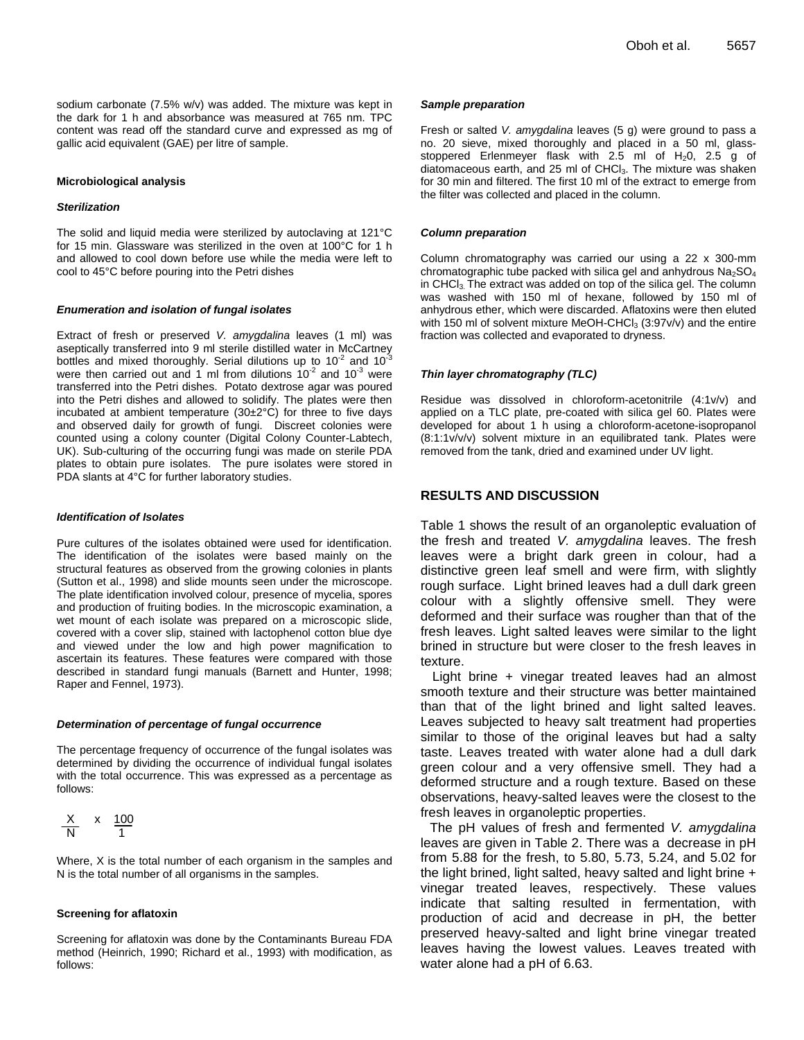sodium carbonate (7.5% w/v) was added. The mixture was kept in the dark for 1 h and absorbance was measured at 765 nm. TPC content was read off the standard curve and expressed as mg of gallic acid equivalent (GAE) per litre of sample.

**Microbiological analysis**

***Sterilization***

The solid and liquid media were sterilized by autoclaving at 121°C for 15 min. Glassware was sterilized in the oven at 100°C for 1 h and allowed to cool down before use while the media were left to cool to 45°C before pouring into the Petri dishes

***Enumeration and isolation of fungal isolates***

Extract of fresh or preserved *V. amygdalina* leaves (1 ml) was aseptically transferred into 9 ml sterile distilled water in McCartney bottles and mixed thoroughly. Serial dilutions up to $10^{-2}$ and $10^{-3}$ were then carried out and 1 ml from dilutions $10^{-2}$ and $10^{-3}$ were transferred into the Petri dishes. Potato dextrose agar was poured into the Petri dishes and allowed to solidify. The plates were then incubated at ambient temperature (30±2°C) for three to five days and observed daily for growth of fungi. Discreet colonies were counted using a colony counter (Digital Colony Counter-Labtech, UK). Sub-culturing of the occurring fungi was made on sterile PDA plates to obtain pure isolates. The pure isolates were stored in PDA slants at 4°C for further laboratory studies.

***Identification of Isolates***

Pure cultures of the isolates obtained were used for identification. The identification of the isolates were based mainly on the structural features as observed from the growing colonies in plants (Sutton et al., 1998) and slide mounts seen under the microscope. The plate identification involved colour, presence of mycelia, spores and production of fruiting bodies. In the microscopic examination, a wet mount of each isolate was prepared on a microscopic slide, covered with a cover slip, stained with lactophenol cotton blue dye and viewed under the low and high power magnification to ascertain its features. These features were compared with those described in standard fungi manuals (Barnett and Hunter, 1998; Raper and Fennel, 1973).

***Determination of percentage of fungal occurrence***

The percentage frequency of occurrence of the fungal isolates was determined by dividing the occurrence of individual fungal isolates with the total occurrence. This was expressed as a percentage as follows:

$$\frac{X}{N} \times \frac{100}{1}$$

Where, X is the total number of each organism in the samples and N is the total number of all organisms in the samples.

**Screening for aflatoxin**

Screening for aflatoxin was done by the Contaminants Bureau FDA method (Heinrich, 1990; Richard et al., 1993) with modification, as follows:

***Sample preparation***

Fresh or salted *V. amygdalina* leaves (5 g) were ground to pass a no. 20 sieve, mixed thoroughly and placed in a 50 ml, glass-stoppered Erlenmeyer flask with 2.5 ml of $H_20$, 2.5 g of diatomaceous earth, and 25 ml of $CHCl_3$. The mixture was shaken for 30 min and filtered. The first 10 ml of the extract to emerge from the filter was collected and placed in the column.

***Column preparation***

Column chromatography was carried our using a 22 x 300-mm chromatographic tube packed with silica gel and anhydrous $Na_2SO_4$ in $CHCl_3$. The extract was added on top of the silica gel. The column was washed with 150 ml of hexane, followed by 150 ml of anhydrous ether, which were discarded. Aflatoxins were then eluted with 150 ml of solvent mixture MeOH-$CHCl_3$ (3:97v/v) and the entire fraction was collected and evaporated to dryness.

***Thin layer chromatography (TLC)***

Residue was dissolved in chloroform-acetonitrile (4:1v/v) and applied on a TLC plate, pre-coated with silica gel 60. Plates were developed for about 1 h using a chloroform-acetone-isopropanol (8:1:1v/v/v) solvent mixture in an equilibrated tank. Plates were removed from the tank, dried and examined under UV light.

## RESULTS AND DISCUSSION

Table 1 shows the result of an organoleptic evaluation of the fresh and treated *V. amygdalina* leaves. The fresh leaves were a bright dark green in colour, had a distinctive green leaf smell and were firm, with slightly rough surface. Light brined leaves had a dull dark green colour with a slightly offensive smell. They were deformed and their surface was rougher than that of the fresh leaves. Light salted leaves were similar to the light brined in structure but were closer to the fresh leaves in texture.

Light brine + vinegar treated leaves had an almost smooth texture and their structure was better maintained than that of the light brined and light salted leaves. Leaves subjected to heavy salt treatment had properties similar to those of the original leaves but had a salty taste. Leaves treated with water alone had a dull dark green colour and a very offensive smell. They had a deformed structure and a rough texture. Based on these observations, heavy-salted leaves were the closest to the fresh leaves in organoleptic properties.

The pH values of fresh and fermented *V. amygdalina* leaves are given in Table 2. There was a decrease in pH from 5.88 for the fresh, to 5.80, 5.73, 5.24, and 5.02 for the light brined, light salted, heavy salted and light brine + vinegar treated leaves, respectively. These values indicate that salting resulted in fermentation, with production of acid and decrease in pH, the better preserved heavy-salted and light brine vinegar treated leaves having the lowest values. Leaves treated with water alone had a pH of 6.63.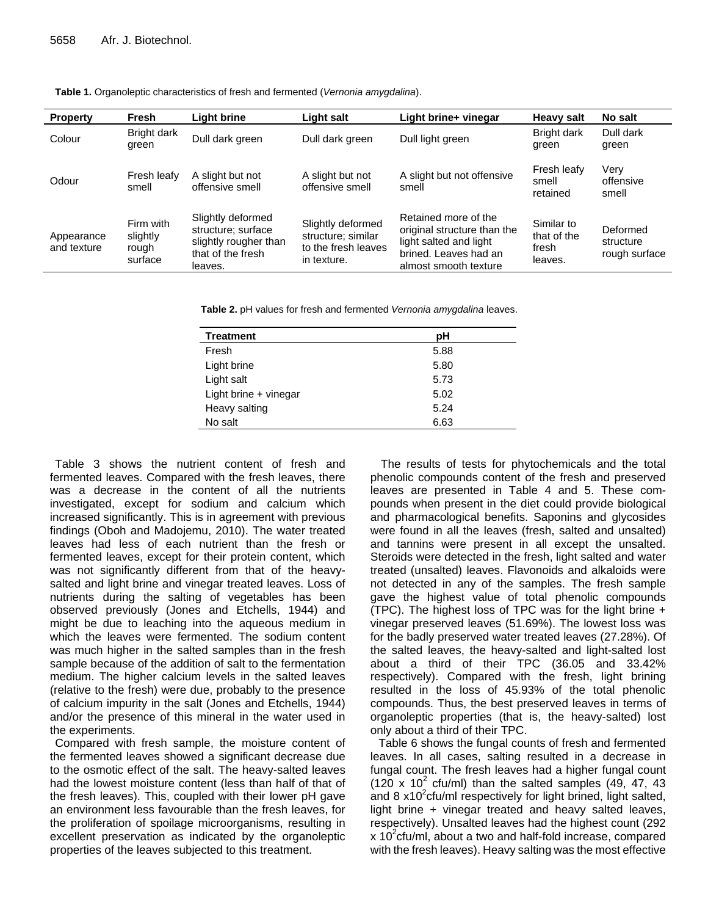**Table 1.** Organoleptic characteristics of fresh and fermented (*Vernonia amygdalina*).

| Property | Fresh | Light brine | Light salt | Light brine+ vinegar | Heavy salt | No salt |
|---|---|---|---|---|---|---|
| Colour | Bright dark green | Dull dark green | Dull dark green | Dull light green | Bright dark green | Dull dark green |
| Odour | Fresh leafy smell | A slight but not offensive smell | A slight but not offensive smell | A slight but not offensive smell | Fresh leafy smell retained | Very offensive smell |
| Appearance and texture | Firm with slightly rough surface | Slightly deformed structure; surface slightly rougher than that of the fresh leaves. | Slightly deformed structure; similar to the fresh leaves in texture. | Retained more of the original structure than the light salted and light brined. Leaves had an almost smooth texture | Similar to that of the fresh leaves. | Deformed structure rough surface |

**Table 2.** pH values for fresh and fermented *Vernonia amygdalina* leaves.

| Treatment | pH |
|---|---|
| Fresh | 5.88 |
| Light brine | 5.80 |
| Light salt | 5.73 |
| Light brine + vinegar | 5.02 |
| Heavy salting | 5.24 |
| No salt | 6.63 |

Table 3 shows the nutrient content of fresh and fermented leaves. Compared with the fresh leaves, there was a decrease in the content of all the nutrients investigated, except for sodium and calcium which increased significantly. This is in agreement with previous findings (Oboh and Madojemu, 2010). The water treated leaves had less of each nutrient than the fresh or fermented leaves, except for their protein content, which was not significantly different from that of the heavy-salted and light brine and vinegar treated leaves. Loss of nutrients during the salting of vegetables has been observed previously (Jones and Etchells, 1944) and might be due to leaching into the aqueous medium in which the leaves were fermented. The sodium content was much higher in the salted samples than in the fresh sample because of the addition of salt to the fermentation medium. The higher calcium levels in the salted leaves (relative to the fresh) were due, probably to the presence of calcium impurity in the salt (Jones and Etchells, 1944) and/or the presence of this mineral in the water used in the experiments.

Compared with fresh sample, the moisture content of the fermented leaves showed a significant decrease due to the osmotic effect of the salt. The heavy-salted leaves had the lowest moisture content (less than half of that of the fresh leaves). This, coupled with their lower pH gave an environment less favourable than the fresh leaves, for the proliferation of spoilage microorganisms, resulting in excellent preservation as indicated by the organoleptic properties of the leaves subjected to this treatment.

The results of tests for phytochemicals and the total phenolic compounds content of the fresh and preserved leaves are presented in Table 4 and 5. These compounds when present in the diet could provide biological and pharmacological benefits. Saponins and glycosides were found in all the leaves (fresh, salted and unsalted) and tannins were present in all except the unsalted. Steroids were detected in the fresh, light salted and water treated (unsalted) leaves. Flavonoids and alkaloids were not detected in any of the samples. The fresh sample gave the highest value of total phenolic compounds (TPC). The highest loss of TPC was for the light brine + vinegar preserved leaves (51.69%). The lowest loss was for the badly preserved water treated leaves (27.28%). Of the salted leaves, the heavy-salted and light-salted lost about a third of their TPC (36.05 and 33.42% respectively). Compared with the fresh, light brining resulted in the loss of 45.93% of the total phenolic compounds. Thus, the best preserved leaves in terms of organoleptic properties (that is, the heavy-salted) lost only about a third of their TPC.

Table 6 shows the fungal counts of fresh and fermented leaves. In all cases, salting resulted in a decrease in fungal count. The fresh leaves had a higher fungal count ($120 \times 10^2$ cfu/ml) than the salted samples (49, 47, 43 and 8 $\times 10^2$ cfu/ml respectively for light brined, light salted, light brine + vinegar treated and heavy salted leaves, respectively). Unsalted leaves had the highest count ($292 \times 10^2$ cfu/ml, about a two and half-fold increase, compared with the fresh leaves). Heavy salting was the most effective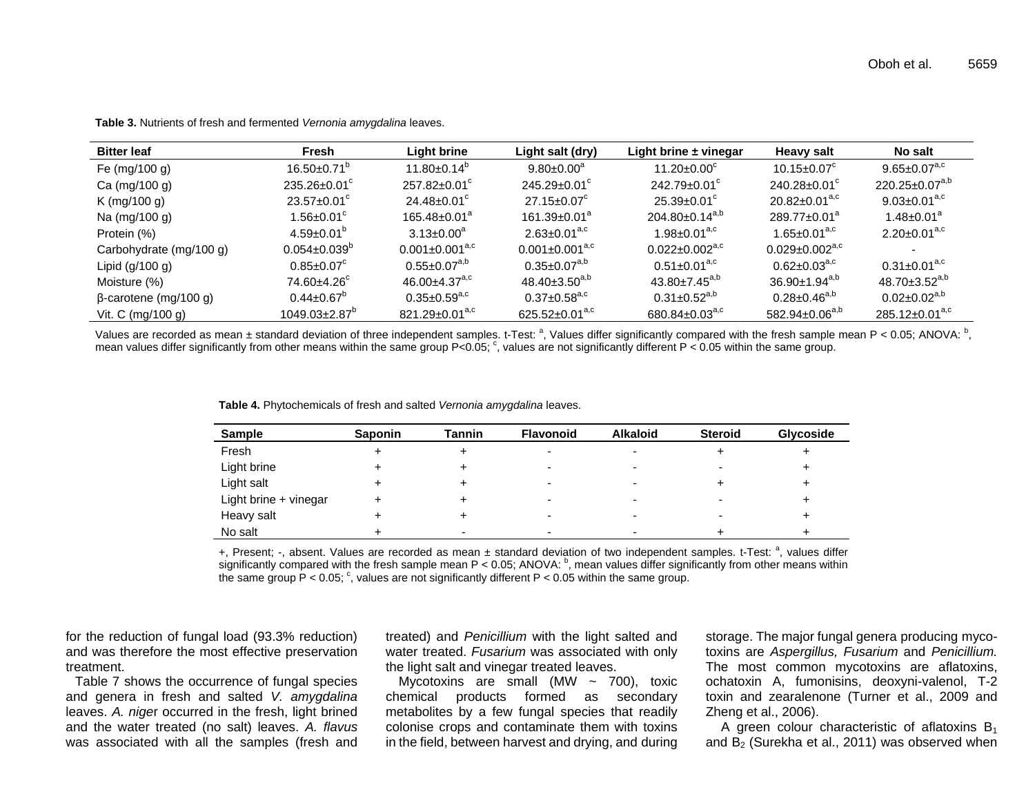**Table 3.** Nutrients of fresh and fermented *Vernonia amygdalina* leaves.

| Bitter leaf | Fresh | Light brine | Light salt (dry) | Light brine ± vinegar | Heavy salt | No salt |
|---|---|---|---|---|---|---|
| Fe (mg/100 g) | 16.50±0.71[b] | 11.80±0.14[b] | 9.80±0.00[a] | 11.20±0.00[c] | 10.15±0.07[c] | 9.65±0.07[a,c] |
| Ca (mg/100 g) | 235.26±0.01[c] | 257.82±0.01[c] | 245.29±0.01[c] | 242.79±0.01[c] | 240.28±0.01[c] | 220.25±0.07[a,b] |
| K (mg/100 g) | 23.57±0.01[c] | 24.48±0.01[c] | 27.15±0.07[c] | 25.39±0.01[c] | 20.82±0.01[a,c] | 9.03±0.01[a,c] |
| Na (mg/100 g) | 1.56±0.01[c] | 165.48±0.01[a] | 161.39±0.01[a] | 204.80±0.14[a,b] | 289.77±0.01[a] | 1.48±0.01[a] |
| Protein (%) | 4.59±0.01[b] | 3.13±0.00[a] | 2.63±0.01[a,c] | 1.98±0.01[a,c] | 1.65±0.01[a,c] | 2.20±0.01[a,c] |
| Carbohydrate (mg/100 g) | 0.054±0.039[b] | 0.001±0.001[a,c] | 0.001±0.001[a,c] | 0.022±0.002[a,c] | 0.029±0.002[a,c] | - |
| Lipid (g/100 g) | 0.85±0.07[c] | 0.55±0.07[a,b] | 0.35±0.07[a,b] | 0.51±0.01[a,c] | 0.62±0.03[a,c] | 0.31±0.01[a,c] |
| Moisture (%) | 74.60±4.26[c] | 46.00±4.37[a,c] | 48.40±3.50[a,b] | 43.80±7.45[a,b] | 36.90±1.94[a,b] | 48.70±3.52[a,b] |
| β-carotene (mg/100 g) | 0.44±0.67[b] | 0.35±0.59[a,c] | 0.37±0.58[a,c] | 0.31±0.52[a,b] | 0.28±0.46[a,b] | 0.02±0.02[a,b] |
| Vit. C (mg/100 g) | 1049.03±2.87[b] | 821.29±0.01[a,c] | 625.52±0.01[a,c] | 680.84±0.03[a,c] | 582.94±0.06[a,b] | 285.12±0.01[a,c] |

Values are recorded as mean ± standard deviation of three independent samples. t-Test: [a], Values differ significantly compared with the fresh sample mean P < 0.05; ANOVA: [b], mean values differ significantly from other means within the same group P<0.05; [c], values are not significantly different P < 0.05 within the same group.

**Table 4.** Phytochemicals of fresh and salted *Vernonia amygdalina* leaves.

| Sample | Saponin | Tannin | Flavonoid | Alkaloid | Steroid | Glycoside |
|---|---|---|---|---|---|---|
| Fresh | + | + | - | - | + | + |
| Light brine | + | + | - | - | - | + |
| Light salt | + | + | - | - | + | + |
| Light brine + vinegar | + | + | - | - | - | + |
| Heavy salt | + | + | - | - | - | + |
| No salt | + | - | - | - | + | + |

+, Present; -, absent. Values are recorded as mean ± standard deviation of two independent samples. t-Test: [a], values differ significantly compared with the fresh sample mean P < 0.05; ANOVA: [b], mean values differ significantly from other means within the same group P < 0.05; [c], values are not significantly different P < 0.05 within the same group.

for the reduction of fungal load (93.3% reduction) and was therefore the most effective preservation treatment.

Table 7 shows the occurrence of fungal species and genera in fresh and salted *V. amygdalina* leaves. *A. niger* occurred in the fresh, light brined and the water treated (no salt) leaves. *A. flavus* was associated with all the samples (fresh and treated) and *Penicillium* with the light salted and water treated. *Fusarium* was associated with only the light salt and vinegar treated leaves.

Mycotoxins are small (MW ~ 700), toxic chemical products formed as secondary metabolites by a few fungal species that readily colonise crops and contaminate them with toxins in the field, between harvest and drying, and during storage. The major fungal genera producing mycotoxins are *Aspergillus, Fusarium* and *Penicillium.* The most common mycotoxins are aflatoxins, ochatoxin A, fumonisins, deoxyni-valenol, T-2 toxin and zearalenone (Turner et al., 2009 and Zheng et al., 2006).

A green colour characteristic of aflatoxins $B_1$ and $B_2$ (Surekha et al., 2011) was observed when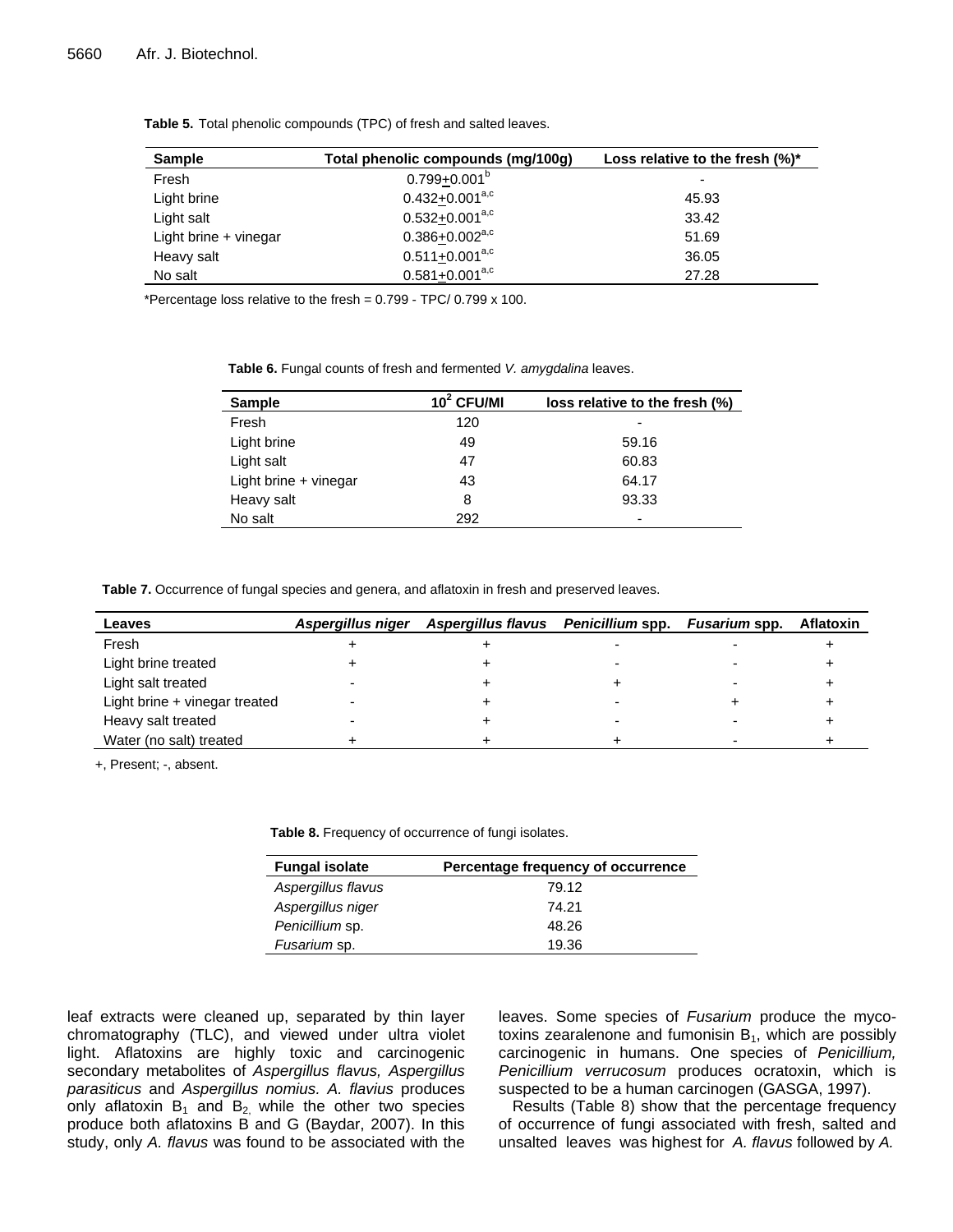**Table 5.** Total phenolic compounds (TPC) of fresh and salted leaves.

| Sample | Total phenolic compounds (mg/100g) | Loss relative to the fresh (%)* |
|---|---|---|
| Fresh | $0.799 \pm 0.001^{b}$ | - |
| Light brine | $0.432 \pm 0.001^{a,c}$ | 45.93 |
| Light salt | $0.532 \pm 0.001^{a,c}$ | 33.42 |
| Light brine + vinegar | $0.386 \pm 0.002^{a,c}$ | 51.69 |
| Heavy salt | $0.511 \pm 0.001^{a,c}$ | 36.05 |
| No salt | $0.581 \pm 0.001^{a,c}$ | 27.28 |

*Percentage loss relative to the fresh = 0.799 - TPC/ 0.799 x 100.

**Table 6.** Fungal counts of fresh and fermented *V. amygdalina* leaves.

| Sample | $10^2$ CFU/Ml | loss relative to the fresh (%) |
|---|---|---|
| Fresh | 120 | - |
| Light brine | 49 | 59.16 |
| Light salt | 47 | 60.83 |
| Light brine + vinegar | 43 | 64.17 |
| Heavy salt | 8 | 93.33 |
| No salt | 292 | - |

**Table 7.** Occurrence of fungal species and genera, and aflatoxin in fresh and preserved leaves.

| Leaves | *Aspergillus niger* | *Aspergillus flavus* | *Penicillium* spp. | *Fusarium* spp. | Aflatoxin |
|---|---|---|---|---|---|
| Fresh | + | + | - | - | + |
| Light brine treated | + | + | - | - | + |
| Light salt treated | - | + | + | - | + |
| Light brine + vinegar treated | - | + | - | + | + |
| Heavy salt treated | - | + | - | - | + |
| Water (no salt) treated | + | + | + | - | + |

+, Present; -, absent.

**Table 8.** Frequency of occurrence of fungi isolates.

| Fungal isolate | Percentage frequency of occurrence |
|---|---|
| *Aspergillus flavus* | 79.12 |
| *Aspergillus niger* | 74.21 |
| *Penicillium* sp. | 48.26 |
| *Fusarium* sp. | 19.36 |

leaf extracts were cleaned up, separated by thin layer chromatography (TLC), and viewed under ultra violet light. Aflatoxins are highly toxic and carcinogenic secondary metabolites of *Aspergillus flavus, Aspergillus parasiticus* and *Aspergillus nomius. A. flavius* produces only aflatoxin $B_1$ and $B_2$, while the other two species produce both aflatoxins B and G (Baydar, 2007). In this study, only *A. flavus* was found to be associated with the leaves. Some species of *Fusarium* produce the mycotoxins zearalenone and fumonisin $B_1$, which are possibly carcinogenic in humans. One species of *Penicillium, Penicillium verrucosum* produces ocratoxin, which is suspected to be a human carcinogen (GASGA, 1997).

Results (Table 8) show that the percentage frequency of occurrence of fungi associated with fresh, salted and unsalted leaves was highest for *A. flavus* followed by *A.*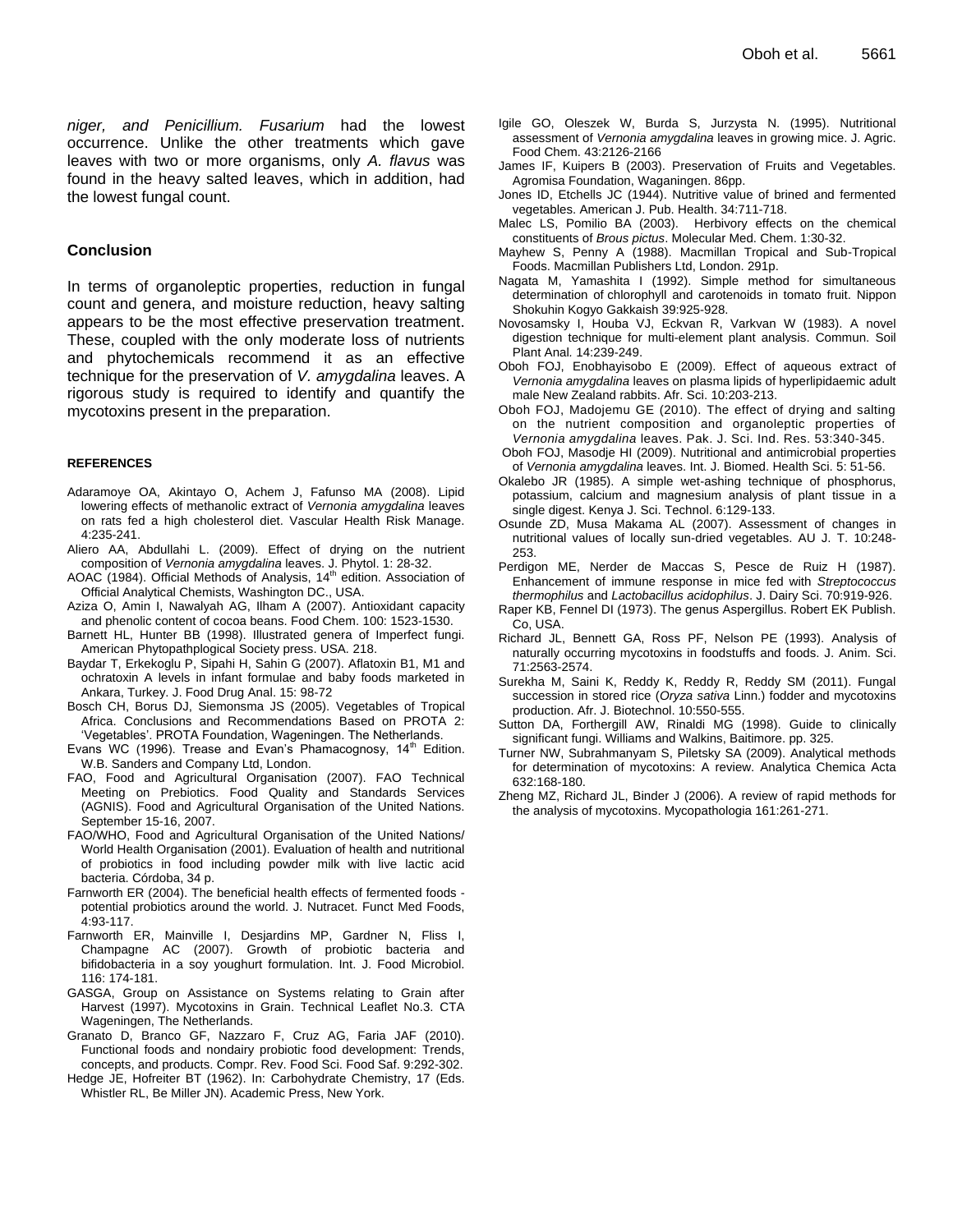*niger,* and *Penicillium. Fusarium* had the lowest occurrence. Unlike the other treatments which gave leaves with two or more organisms, only *A. flavus* was found in the heavy salted leaves, which in addition, had the lowest fungal count.

## Conclusion

In terms of organoleptic properties, reduction in fungal count and genera, and moisture reduction, heavy salting appears to be the most effective preservation treatment. These, coupled with the only moderate loss of nutrients and phytochemicals recommend it as an effective technique for the preservation of *V. amygdalina* leaves. A rigorous study is required to identify and quantify the mycotoxins present in the preparation.

## REFERENCES

Adaramoye OA, Akintayo O, Achem J, Fafunso MA (2008). Lipid lowering effects of methanolic extract of *Vernonia amygdalina* leaves on rats fed a high cholesterol diet. Vascular Health Risk Manage. 4:235-241.

Aliero AA, Abdullahi L. (2009). Effect of drying on the nutrient composition of *Vernonia amygdalina* leaves. J. Phytol. 1: 28-32.

AOAC (1984). Official Methods of Analysis, 14th edition. Association of Official Analytical Chemists, Washington DC., USA.

Aziza O, Amin I, Nawalyah AG, Ilham A (2007). Antioxidant capacity and phenolic content of cocoa beans. Food Chem. 100: 1523-1530.

Barnett HL, Hunter BB (1998). Illustrated genera of Imperfect fungi. American Phytopathplogical Society press. USA. 218.

Baydar T, Erkekoglu P, Sipahi H, Sahin G (2007). Aflatoxin B1, M1 and ochratoxin A levels in infant formulae and baby foods marketed in Ankara, Turkey. J. Food Drug Anal. 15: 98-72

Bosch CH, Borus DJ, Siemonsma JS (2005). Vegetables of Tropical Africa. Conclusions and Recommendations Based on PROTA 2: 'Vegetables'. PROTA Foundation, Wageningen. The Netherlands.

Evans WC (1996). Trease and Evan's Phamacognosy, 14th Edition. W.B. Sanders and Company Ltd, London.

FAO, Food and Agricultural Organisation (2007). FAO Technical Meeting on Prebiotics. Food Quality and Standards Services (AGNIS). Food and Agricultural Organisation of the United Nations. September 15-16, 2007.

FAO/WHO, Food and Agricultural Organisation of the United Nations/ World Health Organisation (2001). Evaluation of health and nutritional of probiotics in food including powder milk with live lactic acid bacteria. Córdoba, 34 p.

Farnworth ER (2004). The beneficial health effects of fermented foods - potential probiotics around the world. J. Nutracet. Funct Med Foods, 4:93-117.

Farnworth ER, Mainville I, Desjardins MP, Gardner N, Fliss I, Champagne AC (2007). Growth of probiotic bacteria and bifidobacteria in a soy youghurt formulation. Int. J. Food Microbiol. 116: 174-181.

GASGA, Group on Assistance on Systems relating to Grain after Harvest (1997). Mycotoxins in Grain. Technical Leaflet No.3. CTA Wageningen, The Netherlands.

Granato D, Branco GF, Nazzaro F, Cruz AG, Faria JAF (2010). Functional foods and nondairy probiotic food development: Trends, concepts, and products. Compr. Rev. Food Sci. Food Saf. 9:292-302.

Hedge JE, Hofreiter BT (1962). In: Carbohydrate Chemistry, 17 (Eds. Whistler RL, Be Miller JN). Academic Press, New York.

Igile GO, Oleszek W, Burda S, Jurzysta N. (1995). Nutritional assessment of *Vernonia amygdalina* leaves in growing mice. J. Agric. Food Chem. 43:2126-2166

James IF, Kuipers B (2003). Preservation of Fruits and Vegetables. Agromisa Foundation, Waganingen. 86pp.

Jones ID, Etchells JC (1944). Nutritive value of brined and fermented vegetables. American J. Pub. Health. 34:711-718.

Malec LS, Pomilio BA (2003). Herbivory effects on the chemical constituents of *Brous pictus*. Molecular Med. Chem. 1:30-32.

Mayhew S, Penny A (1988). Macmillan Tropical and Sub-Tropical Foods. Macmillan Publishers Ltd, London. 291p.

Nagata M, Yamashita I (1992). Simple method for simultaneous determination of chlorophyll and carotenoids in tomato fruit. Nippon Shokuhin Kogyo Gakkaish 39:925-928.

Novosamsky I, Houba VJ, Eckvan R, Varkvan W (1983). A novel digestion technique for multi-element plant analysis. Commun. Soil Plant Anal*.* 14:239-249.

Oboh FOJ, Enobhayisobo E (2009). Effect of aqueous extract of *Vernonia amygdalina* leaves on plasma lipids of hyperlipidaemic adult male New Zealand rabbits. Afr. Sci. 10:203-213.

Oboh FOJ, Madojemu GE (2010). The effect of drying and salting on the nutrient composition and organoleptic properties of *Vernonia amygdalina* leaves. Pak. J. Sci. Ind. Res. 53:340-345.

Oboh FOJ, Masodje HI (2009). Nutritional and antimicrobial properties of *Vernonia amygdalina* leaves. Int. J. Biomed. Health Sci. 5: 51-56.

Okalebo JR (1985). A simple wet-ashing technique of phosphorus, potassium, calcium and magnesium analysis of plant tissue in a single digest. Kenya J. Sci. Technol. 6:129-133.

Osunde ZD, Musa Makama AL (2007). Assessment of changes in nutritional values of locally sun-dried vegetables. AU J. T. 10:248-253.

Perdigon ME, Nerder de Maccas S, Pesce de Ruiz H (1987). Enhancement of immune response in mice fed with *Streptococcus thermophilus* and *Lactobacillus acidophilus*. J. Dairy Sci. 70:919-926.

Raper KB, Fennel DI (1973). The genus Aspergillus. Robert EK Publish. Co, USA.

Richard JL, Bennett GA, Ross PF, Nelson PE (1993). Analysis of naturally occurring mycotoxins in foodstuffs and foods. J. Anim. Sci. 71:2563-2574.

Surekha M, Saini K, Reddy K, Reddy R, Reddy SM (2011). Fungal succession in stored rice (*Oryza sativa* Linn.) fodder and mycotoxins production. Afr. J. Biotechnol. 10:550-555.

Sutton DA, Forthergill AW, Rinaldi MG (1998). Guide to clinically significant fungi. Williams and Walkins, Baitimore. pp. 325.

Turner NW, Subrahmanyam S, Piletsky SA (2009). Analytical methods for determination of mycotoxins: A review. Analytica Chemica Acta 632:168-180.

Zheng MZ, Richard JL, Binder J (2006). A review of rapid methods for the analysis of mycotoxins. Mycopathologia 161:261-271.